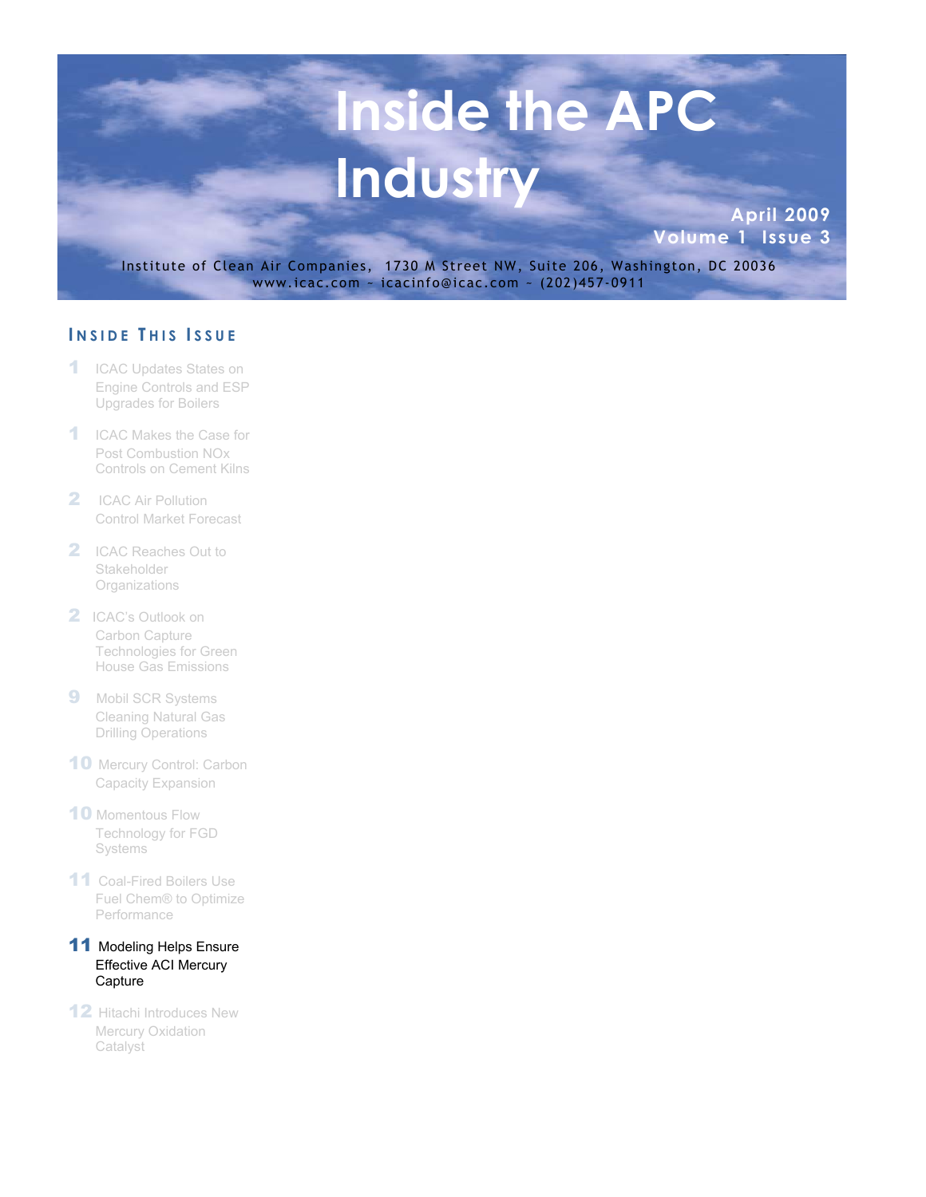# Inside the APC Industry

**April 2009**
**Volume 1 Issue 3**

Institute of Clean Air Companies, 1730 M Street NW, Suite 206, Washington, DC 20036
www.icac.com ~ icacinfo@icac.com ~ (202)457-0911

## Inside This Issue

**1** ICAC Updates States on Engine Controls and ESP Upgrades for Boilers

**1** ICAC Makes the Case for Post Combustion NOx Controls on Cement Kilns

**2** ICAC Air Pollution Control Market Forecast

**2** ICAC Reaches Out to Stakeholder Organizations

**2** ICAC's Outlook on Carbon Capture Technologies for Green House Gas Emissions

**9** Mobil SCR Systems Cleaning Natural Gas Drilling Operations

**10** Mercury Control: Carbon Capacity Expansion

**10** Momentous Flow Technology for FGD Systems

**11** Coal-Fired Boilers Use Fuel Chem® to Optimize Performance

**11** Modeling Helps Ensure Effective ACI Mercury Capture

**12** Hitachi Introduces New Mercury Oxidation Catalyst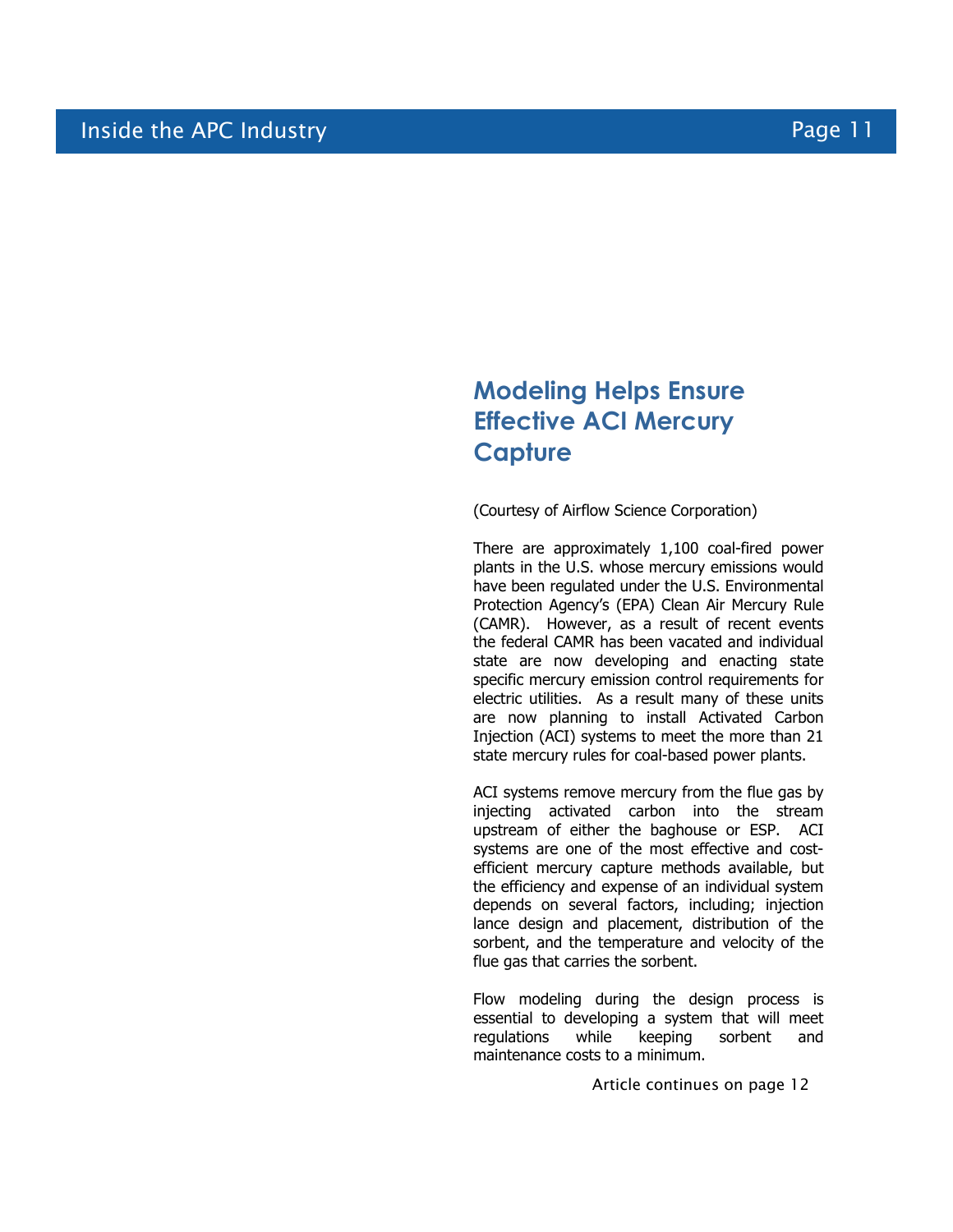## Modeling Helps Ensure Effective ACI Mercury Capture

(Courtesy of Airflow Science Corporation)

There are approximately 1,100 coal-fired power plants in the U.S. whose mercury emissions would have been regulated under the U.S. Environmental Protection Agency's (EPA) Clean Air Mercury Rule (CAMR). However, as a result of recent events the federal CAMR has been vacated and individual state are now developing and enacting state specific mercury emission control requirements for electric utilities. As a result many of these units are now planning to install Activated Carbon Injection (ACI) systems to meet the more than 21 state mercury rules for coal-based power plants.

ACI systems remove mercury from the flue gas by injecting activated carbon into the stream upstream of either the baghouse or ESP. ACI systems are one of the most effective and cost-efficient mercury capture methods available, but the efficiency and expense of an individual system depends on several factors, including; injection lance design and placement, distribution of the sorbent, and the temperature and velocity of the flue gas that carries the sorbent.

Flow modeling during the design process is essential to developing a system that will meet regulations while keeping sorbent and maintenance costs to a minimum.

Article continues on page 12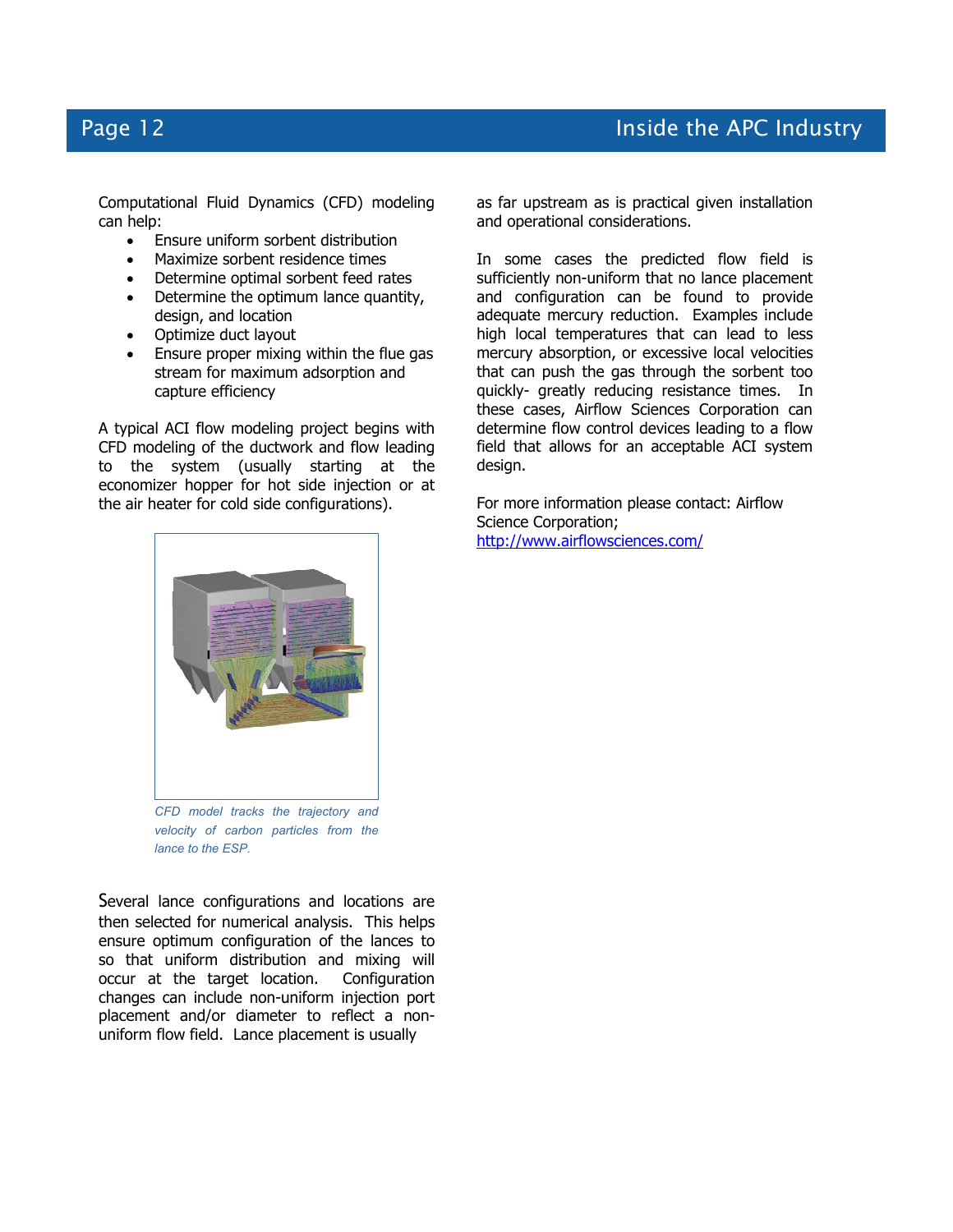Computational Fluid Dynamics (CFD) modeling can help:

- Ensure uniform sorbent distribution
- Maximize sorbent residence times
- Determine optimal sorbent feed rates
- Determine the optimum lance quantity, design, and location
- Optimize duct layout
- Ensure proper mixing within the flue gas stream for maximum adsorption and capture efficiency

A typical ACI flow modeling project begins with CFD modeling of the ductwork and flow leading to the system (usually starting at the economizer hopper for hot side injection or at the air heater for cold side configurations).

*CFD model tracks the trajectory and velocity of carbon particles from the lance to the ESP.*

Several lance configurations and locations are then selected for numerical analysis. This helps ensure optimum configuration of the lances to so that uniform distribution and mixing will occur at the target location. Configuration changes can include non-uniform injection port placement and/or diameter to reflect a non-uniform flow field. Lance placement is usually as far upstream as is practical given installation and operational considerations.

In some cases the predicted flow field is sufficiently non-uniform that no lance placement and configuration can be found to provide adequate mercury reduction. Examples include high local temperatures that can lead to less mercury absorption, or excessive local velocities that can push the gas through the sorbent too quickly- greatly reducing resistance times. In these cases, Airflow Sciences Corporation can determine flow control devices leading to a flow field that allows for an acceptable ACI system design.

For more information please contact: Airflow Science Corporation; [http://www.airflowsciences.com/](http://www.airflowsciences.com/)